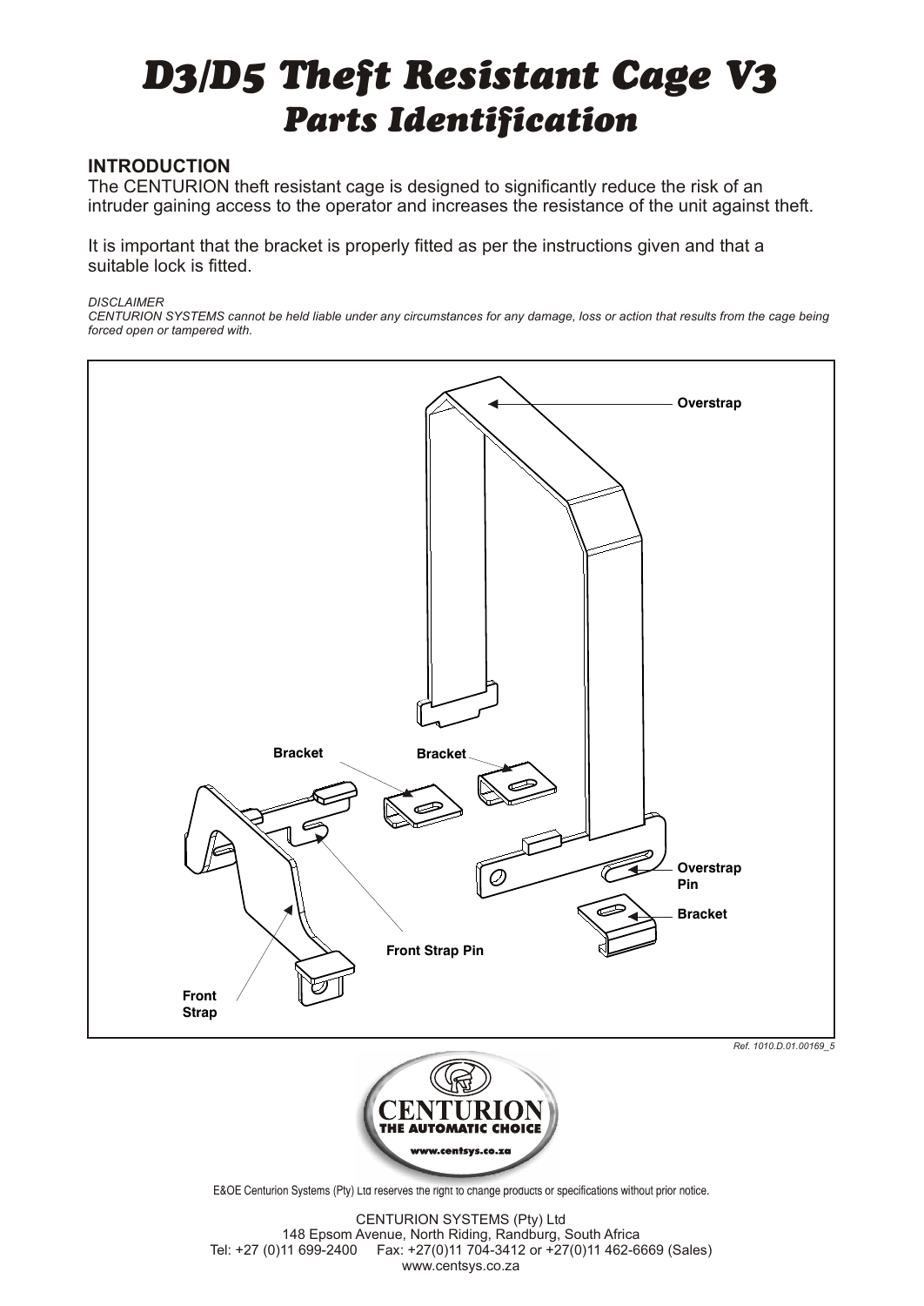# D3/D5 Theft Resistant Cage V3

## Parts Identification

### INTRODUCTION

The CENTURION theft resistant cage is designed to significantly reduce the risk of an intruder gaining access to the operator and increases the resistance of the unit against theft.

It is important that the bracket is properly fitted as per the instructions given and that a suitable lock is fitted.

*DISCLAIMER*
*CENTURION SYSTEMS cannot be held liable under any circumstances for any damage, loss or action that results from the cage being forced open or tampered with.*

Overstrap

Bracket

Bracket

Overstrap Pin

Bracket

Front Strap Pin

Front Strap

*Ref. 1010.D.01.00169_5*

CENTURION
THE AUTOMATIC CHOICE
www.centsys.co.za

E&OE Centurion Systems (Pty) Ltd reserves the right to change products or specifications without prior notice.

CENTURION SYSTEMS (Pty) Ltd
148 Epsom Avenue, North Riding, Randburg, South Africa
Tel: +27 (0)11 699-2400 Fax: +27(0)11 704-3412 or +27(0)11 462-6669 (Sales)
www.centsys.co.za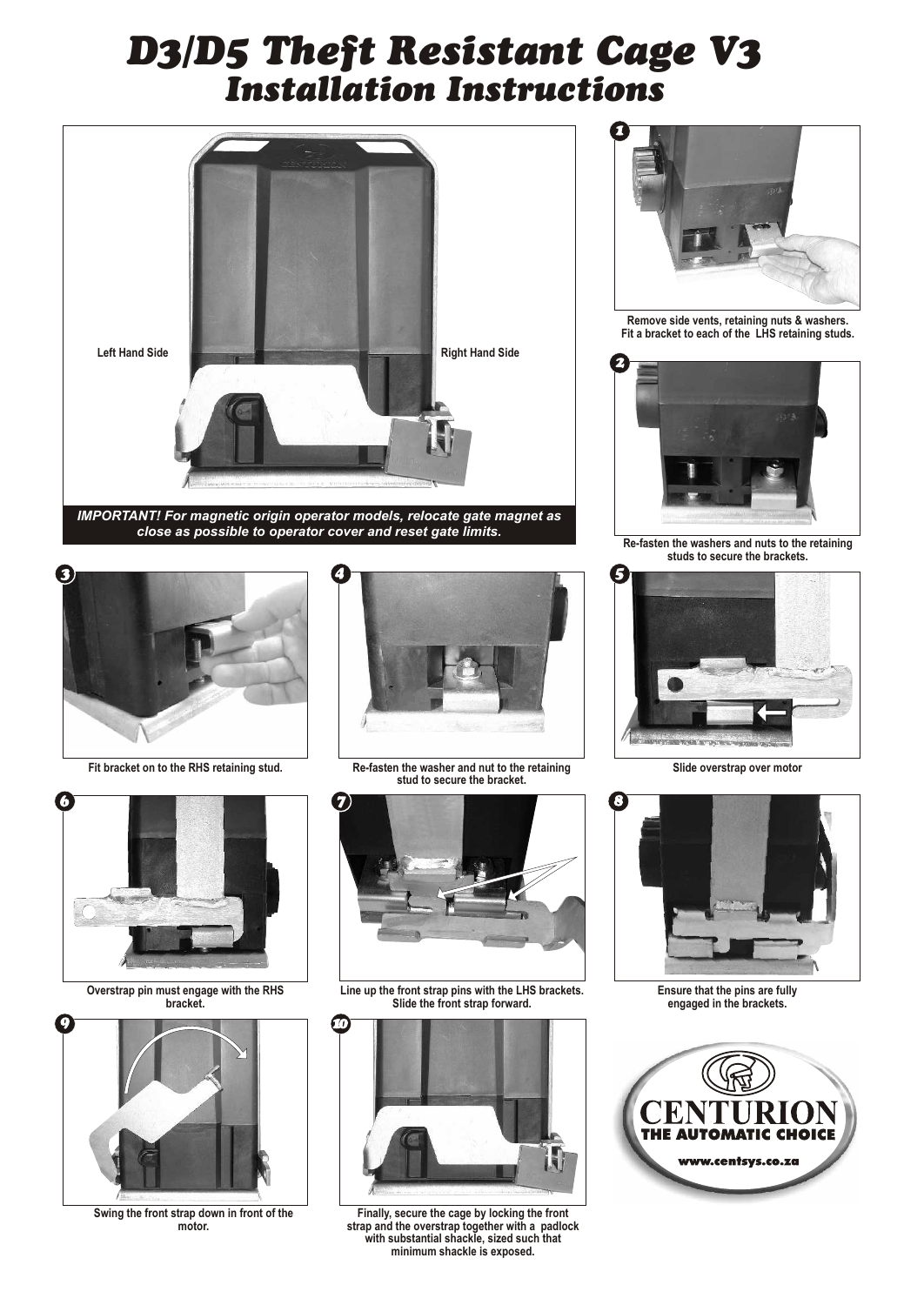# D3/D5 Theft Resistant Cage V3
## Installation Instructions

Left Hand Side

Right Hand Side

*IMPORTANT! For magnetic origin operator models, relocate gate magnet as close as possible to operator cover and reset gate limits.*

1. Remove side vents, retaining nuts & washers. Fit a bracket to each of the LHS retaining studs.
2. Re-fasten the washers and nuts to the retaining studs to secure the brackets.
3. Fit bracket on to the RHS retaining stud.
4. Re-fasten the washer and nut to the retaining stud to secure the bracket.
5. Slide overstrap over motor
6. Overstrap pin must engage with the RHS bracket.
7. Line up the front strap pins with the LHS brackets. Slide the front strap forward.
8. Ensure that the pins are fully engaged in the brackets.
9. Swing the front strap down in front of the motor.
10. Finally, secure the cage by locking the front strap and the overstrap together with a padlock with substantial shackle, sized such that minimum shackle is exposed.

CENTURION
THE AUTOMATIC CHOICE
www.centsys.co.za